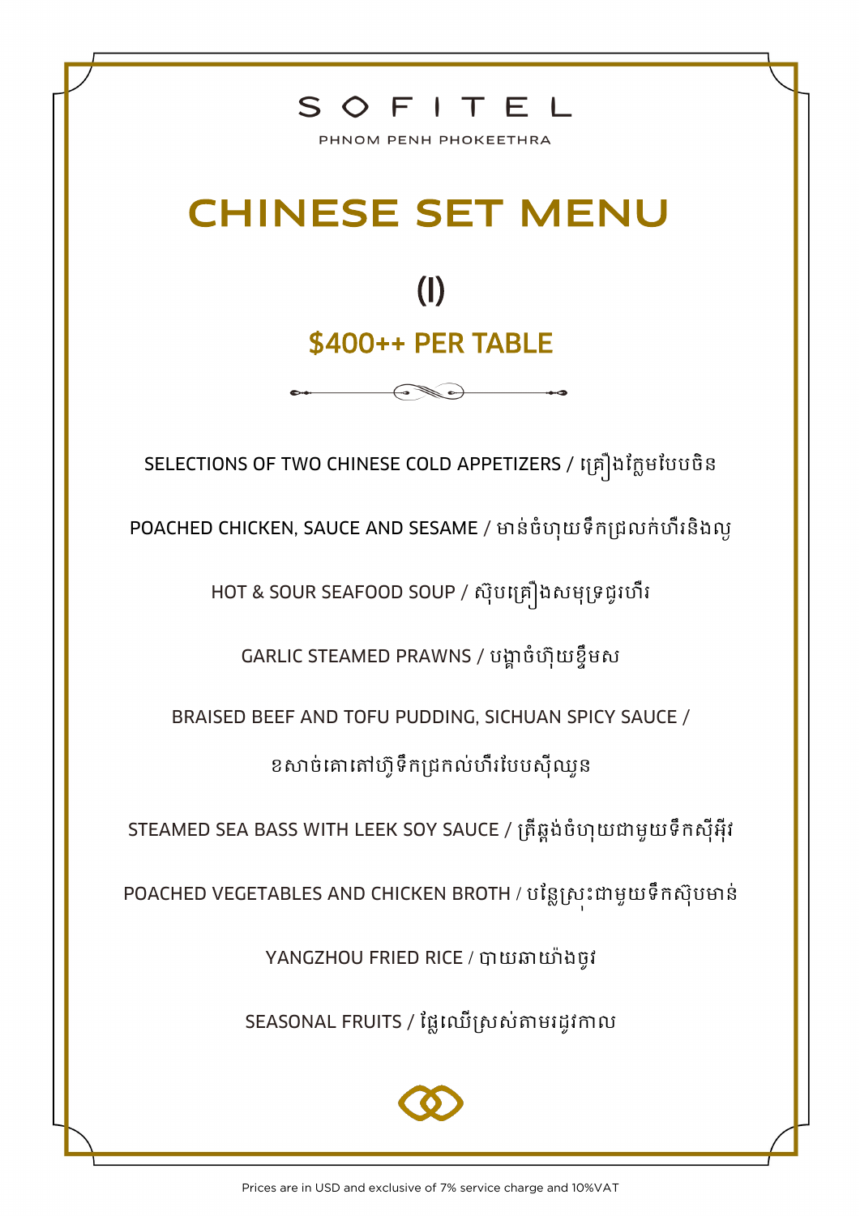SOFITEL

PHNOM PENH PHOKEETHRA

# CHINESE SET MENU

## (I)

## $400++ PER TABLE

SELECTIONS OF TWO CHINESE COLD APPETIZERS / គ្រឿងក្លែមបែបចិន

POACHED CHICKEN, SAUCE AND SESAME / មាន់ចំហុយទឹកជ្រលក់ហឹរនិងល្ង

HOT & SOUR SEAFOOD SOUP / ស៊ុបគ្រឿងសមុទ្រជូរហឹរ

GARLIC STEAMED PRAWNS / បង្គាចំហុយខ្ទឹមស

BRAISED BEEF AND TOFU PUDDING, SICHUAN SPICY SAUCE /

ខសាច់គោតៅហ៊ូទឹកជ្រលក់ហឹរបែបស៊ីឈួន

STEAMED SEA BASS WITH LEEK SOY SAUCE / ត្រីឆ្កង់ចំហុយជាមួយទឹកស៊ីអ៊ីវ

POACHED VEGETABLES AND CHICKEN BROTH / បន្លែស្រុះជាមួយទឹកស៊ុបមាន់

YANGZHOU FRIED RICE / បាយឆាយ៉ាងចូវ

SEASONAL FRUITS / ផ្លែឈើស្រស់តាមរដូវកាល

Prices are in USD and exclusive of 7% service charge and 10%VAT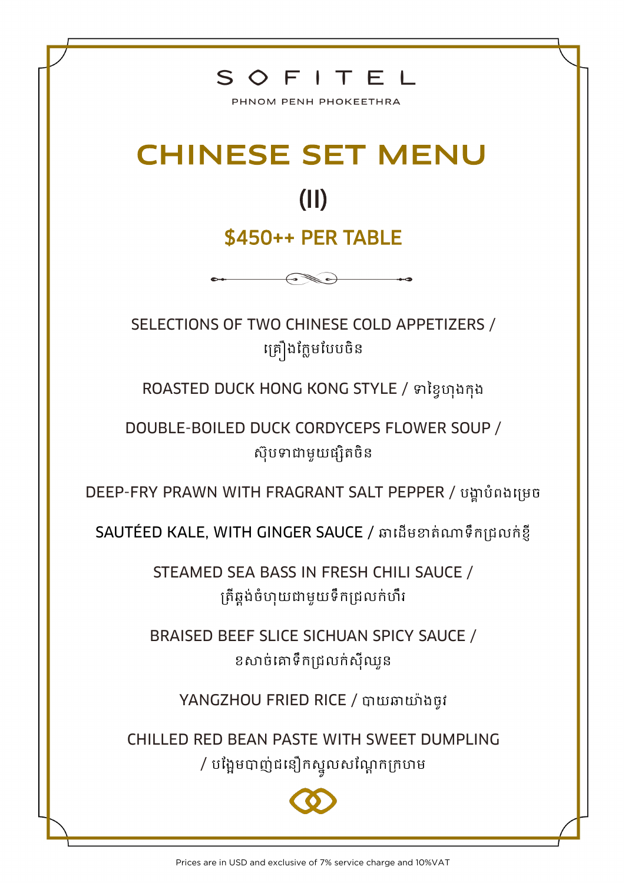SOFITEL

PHNOM PENH PHOKEETHRA

# CHINESE SET MENU

## (II)

## $450++ PER TABLE

SELECTIONS OF TWO CHINESE COLD APPETIZERS / គ្រឿងក្លែមបែបចិន

ROASTED DUCK HONG KONG STYLE / ទាខ្វៃហុងកុង

DOUBLE-BOILED DUCK CORDYCEPS FLOWER SOUP / ស៊ុបទាជាមួយផ្សិតចិន

DEEP-FRY PRAWN WITH FRAGRANT SALT PEPPER / បង្គាបំពងម្រេច

SAUTÉED KALE, WITH GINGER SAUCE / ឆាដើមខាត់ណាទឹកជ្រលក់ខ្ញី

STEAMED SEA BASS IN FRESH CHILI SAUCE / ត្រីឆ្កង់ចំហុយជាមួយទឹកជ្រលក់ហឹរ

BRAISED BEEF SLICE SICHUAN SPICY SAUCE / ខសាច់គោទឹកជ្រលក់ស៊ីឈ្វន

YANGZHOU FRIED RICE / បាយឆាយ៉ាងចូវ

CHILLED RED BEAN PASTE WITH SWEET DUMPLING / បង្អែមបាញ់ជនៀកស្ងួលសណ្តែកក្រហម

Prices are in USD and exclusive of 7% service charge and 10%VAT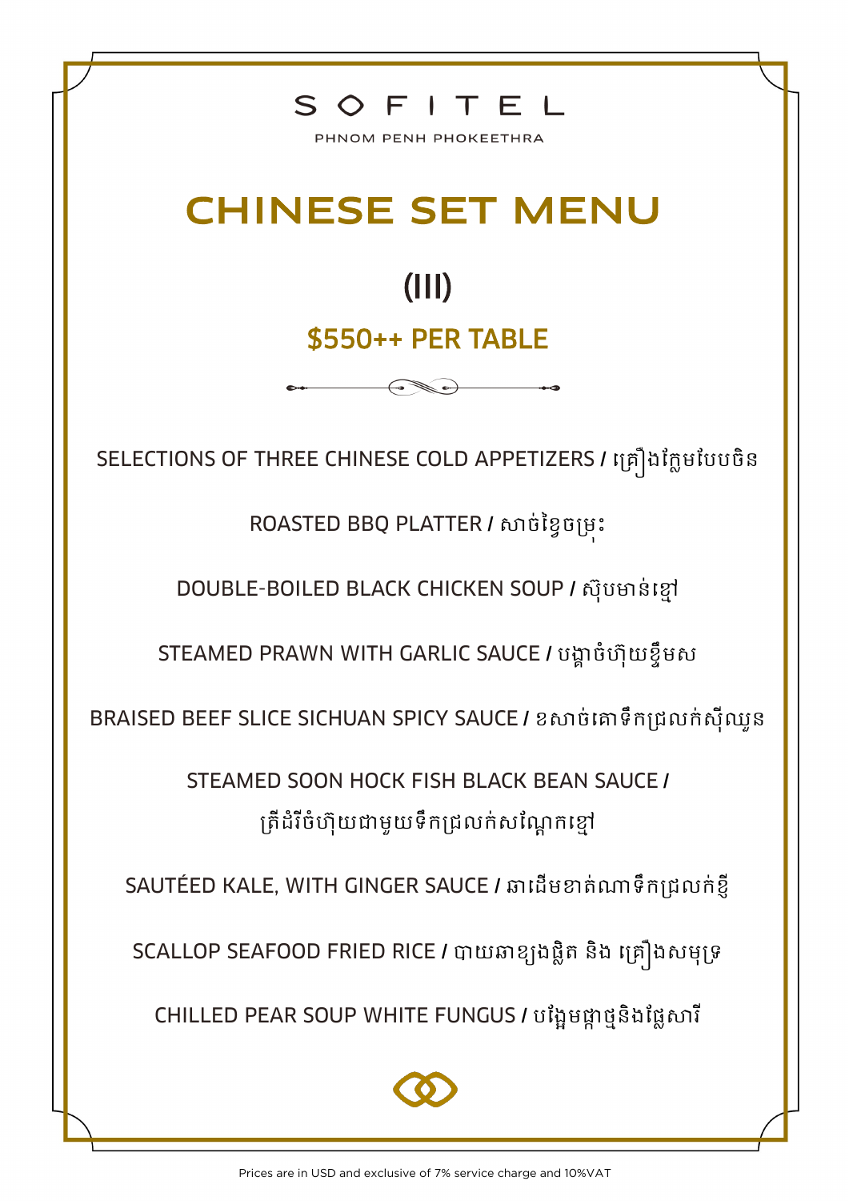SOFITEL

PHNOM PENH PHOKEETHRA

# CHINESE SET MENU

## (III)

### $550++ PER TABLE

SELECTIONS OF THREE CHINESE COLD APPETIZERS / គ្រឿងក្លែមបែបចិន

ROASTED BBQ PLATTER / សាច់ខ្វៃចម្រុះ

DOUBLE-BOILED BLACK CHICKEN SOUP / ស៊ុបមាន់ខ្មៅ

STEAMED PRAWN WITH GARLIC SAUCE / បង្គាចំហុយខ្ទឹមស

BRAISED BEEF SLICE SICHUAN SPICY SAUCE / ខសាច់គោទឹកជ្រលក់ស៊ីឈួន

STEAMED SOON HOCK FISH BLACK BEAN SAUCE / ត្រីដំរីចំហុយជាមួយទឹកជ្រលក់សណ្តែកខ្មៅ

SAUTÉED KALE, WITH GINGER SAUCE / ឆាដើមខាត់ណាទឹកជ្រលក់ខ្ញី

SCALLOP SEAFOOD FRIED RICE / បាយឆាខ្យងផ្លិត និង គ្រឿងសមុទ្រ

CHILLED PEAR SOUP WHITE FUNGUS / បង្អែមផ្កាថ្មនិងផ្លែសារី

Prices are in USD and exclusive of 7% service charge and 10%VAT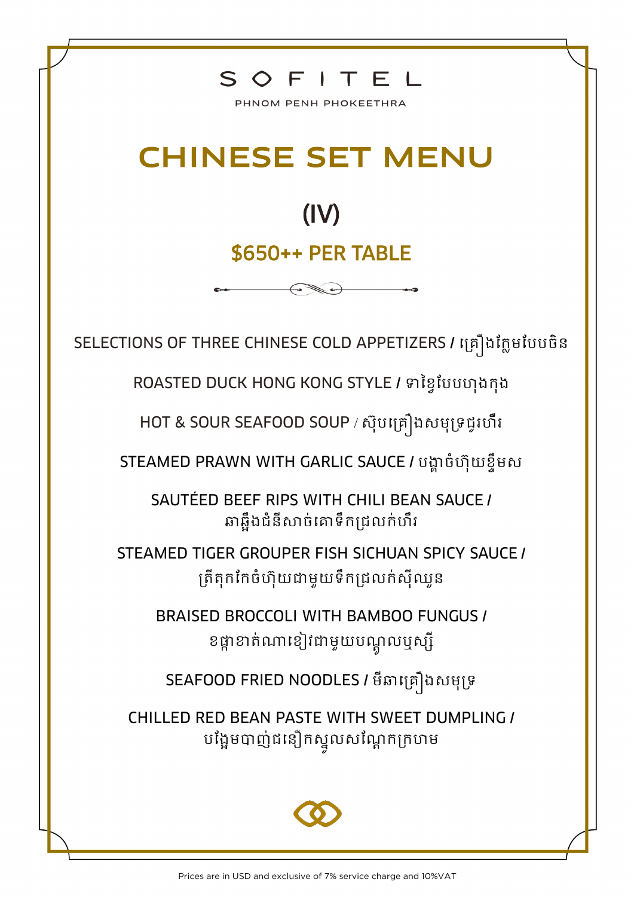SOFITEL

PHNOM PENH PHOKEETHRA

# CHINESE SET MENU

## (IV)

### $650++ PER TABLE

SELECTIONS OF THREE CHINESE COLD APPETIZERS / គ្រឿងក្លែមបែបចិន

ROASTED DUCK HONG KONG STYLE / ទាខ្វៃបែបហុងកុង

HOT & SOUR SEAFOOD SOUP / ស៊ុបគ្រឿងសមុទ្រជូរហឹរ

STEAMED PRAWN WITH GARLIC SAUCE / បង្គាចំហុយខ្ទឹមស

SAUTÉED BEEF RIPS WITH CHILI BEAN SAUCE / ឆាឆ្អឹងជំនីសាច់គោទឹកជ្រលក់ហឹរ

STEAMED TIGER GROUPER FISH SICHUAN SPICY SAUCE / ត្រីតុកកែចំហុយជាមួយទឹកជ្រលក់ស៊ីឈួន

BRAISED BROCCOLI WITH BAMBOO FUNGUS / ខផ្កាខាត់ណាខៀវជាមួយបណ្តូលឫស្សី

SEAFOOD FRIED NOODLES / មីឆាគ្រឿងសមុទ្រ

CHILLED RED BEAN PASTE WITH SWEET DUMPLING / បង្អែមបាញ់ជនឿកស្នូលសណ្តែកក្រហម

Prices are in USD and exclusive of 7% service charge and 10%VAT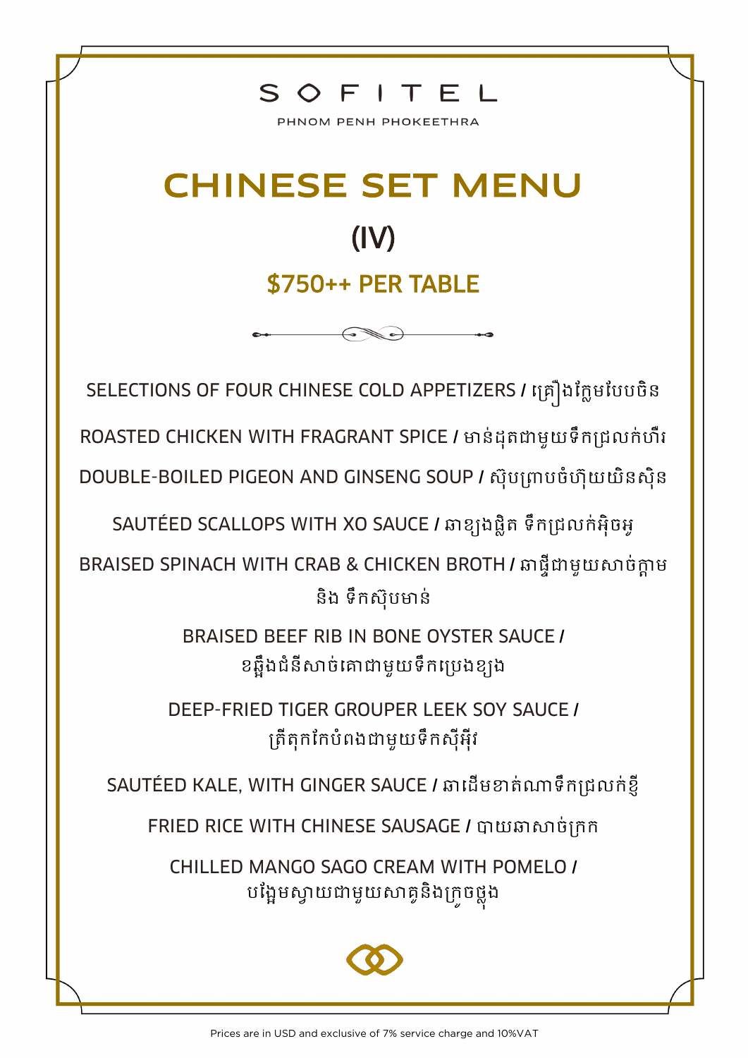SOFITEL

PHNOM PENH PHOKEETHRA

# CHINESE SET MENU

## (IV)

### $750++ PER TABLE

SELECTIONS OF FOUR CHINESE COLD APPETIZERS / គ្រឿងក្លែមបែបចិន

ROASTED CHICKEN WITH FRAGRANT SPICE / មាន់ដុតជាមួយទឹកជ្រលក់ហឹរ

DOUBLE-BOILED PIGEON AND GINSENG SOUP / ស៊ុបព្រាបចំហុយយិនស៊ិន

SAUTÉED SCALLOPS WITH XO SAUCE / ឆាខ្យងផ្លិត ទឹកជ្រលក់អ៊ិចអូ

BRAISED SPINACH WITH CRAB & CHICKEN BROTH / ឆាផ្ទីជាមួយសាច់ក្តាម និង ទឹកស៊ុបមាន់

BRAISED BEEF RIB IN BONE OYSTER SAUCE / ខឆ្អឹងជំនីសាច់គោជាមួយទឹកប្រេងខ្យង

DEEP-FRIED TIGER GROUPER LEEK SOY SAUCE / ត្រីតុកកែបំពងជាមួយទឹកស៊ីអ៊ីវ

SAUTÉED KALE, WITH GINGER SAUCE / ឆាដើមខាត់ណាទឹកជ្រលក់ខ្ញី

FRIED RICE WITH CHINESE SAUSAGE / បាយឆាសាច់ក្រក

CHILLED MANGO SAGO CREAM WITH POMELO / បង្អែមស្វាយជាមួយសាគូនិងក្រូចថ្លុង

Prices are in USD and exclusive of 7% service charge and 10%VAT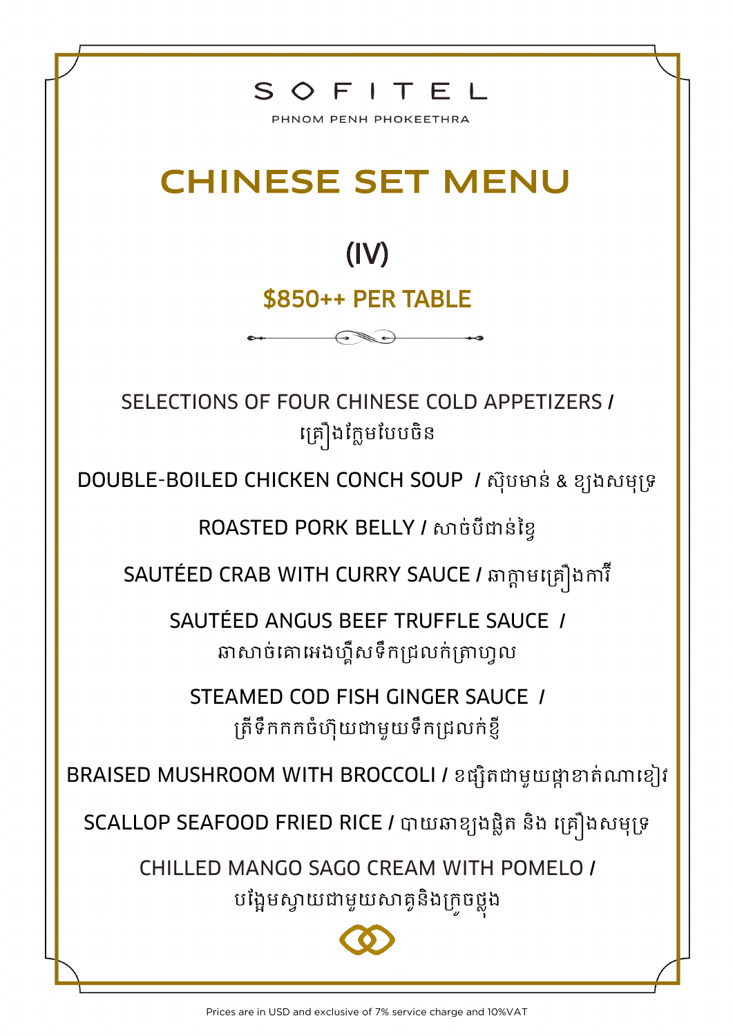SOFITEL

PHNOM PENH PHOKEETHRA

# CHINESE SET MENU

## (IV)

### $850++ PER TABLE

SELECTIONS OF FOUR CHINESE COLD APPETIZERS / គ្រឿងក្លែមបែបចិន

DOUBLE-BOILED CHICKEN CONCH SOUP / ស៊ុបមាន់ & ខ្យងសមុទ្រ

ROASTED PORK BELLY / សាច់បីជាន់ខ្វៃ

SAUTÉED CRAB WITH CURRY SAUCE / ឆាក្តាមគ្រឿងការី

SAUTÉED ANGUS BEEF TRUFFLE SAUCE / ឆាសាច់គោអេងហ្គីសទឹកជ្រលក់ត្រាហ្វល

STEAMED COD FISH GINGER SAUCE / ត្រីទឹកកកចំហុយជាមួយទឹកជ្រលក់ខ្ញី

BRAISED MUSHROOM WITH BROCCOLI / ខផ្សិតជាមួយផ្កាខាត់ណាខៀវ

SCALLOP SEAFOOD FRIED RICE / បាយឆាខ្យងផ្លិត និង គ្រឿងសមុទ្រ

CHILLED MANGO SAGO CREAM WITH POMELO / បង្អែមស្វាយជាមួយសាគូនិងក្រូចថ្លុង

Prices are in USD and exclusive of 7% service charge and 10%VAT